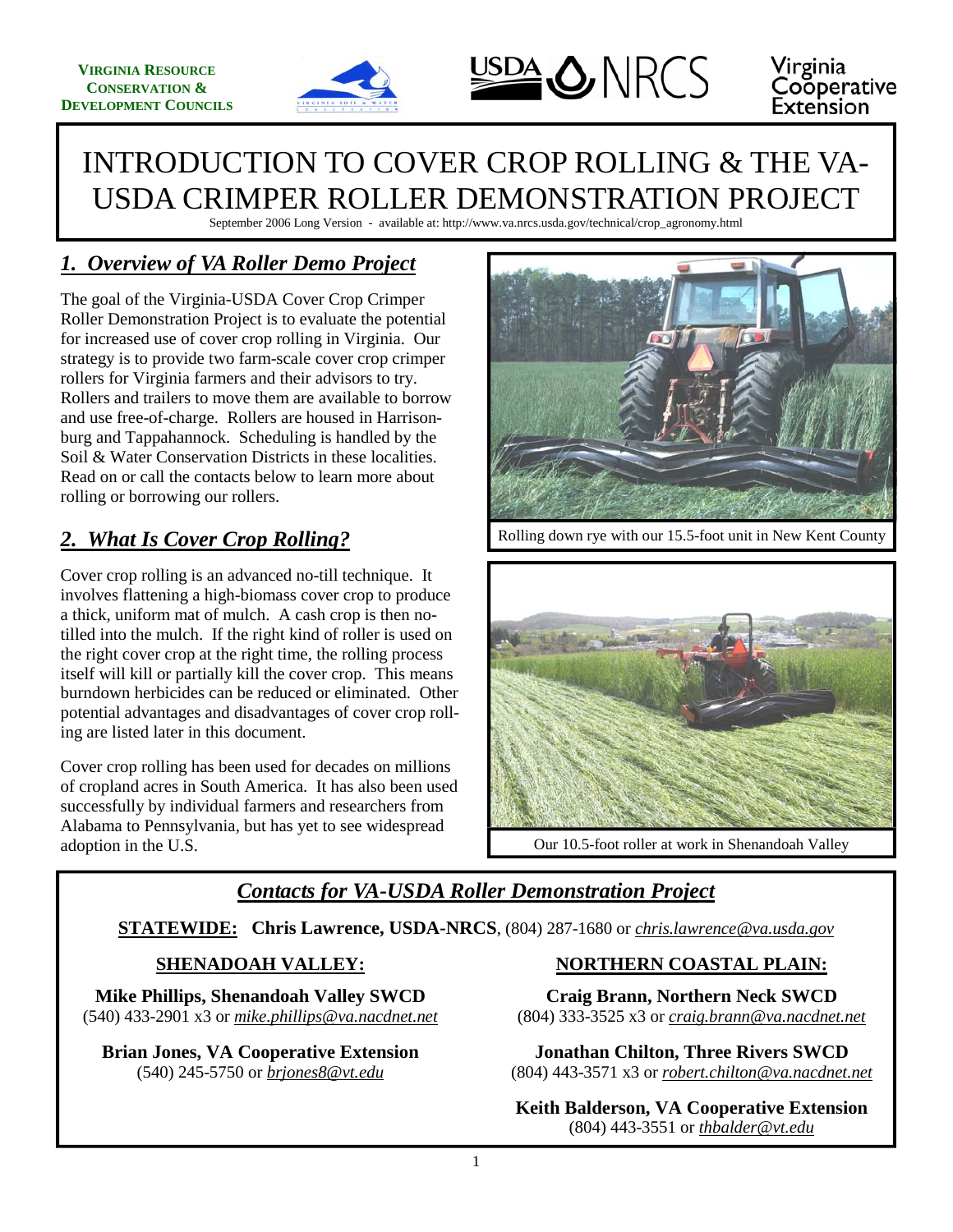**VIRGINIA RESOURCE CONSERVATION & DEVELOPMENT COUNCILS**

# INTRODUCTION TO COVER CROP ROLLING & THE VA-USDA CRIMPER ROLLER DEMONSTRATION PROJECT

September 2006 Long Version - available at: http://www.va.nrcs.usda.gov/technical/crop_agronomy.html

## *1. Overview of VA Roller Demo Project*

The goal of the Virginia-USDA Cover Crop Crimper Roller Demonstration Project is to evaluate the potential for increased use of cover crop rolling in Virginia. Our strategy is to provide two farm-scale cover crop crimper rollers for Virginia farmers and their advisors to try. Rollers and trailers to move them are available to borrow and use free-of-charge. Rollers are housed in Harrisonburg and Tappahannock. Scheduling is handled by the Soil & Water Conservation Districts in these localities. Read on or call the contacts below to learn more about rolling or borrowing our rollers.

Rolling down rye with our 15.5-foot unit in New Kent County

## *2. What Is Cover Crop Rolling?*

Cover crop rolling is an advanced no-till technique. It involves flattening a high-biomass cover crop to produce a thick, uniform mat of mulch. A cash crop is then no-tilled into the mulch. If the right kind of roller is used on the right cover crop at the right time, the rolling process itself will kill or partially kill the cover crop. This means burndown herbicides can be reduced or eliminated. Other potential advantages and disadvantages of cover crop rolling are listed later in this document.

Cover crop rolling has been used for decades on millions of cropland acres in South America. It has also been used successfully by individual farmers and researchers from Alabama to Pennsylvania, but has yet to see widespread adoption in the U.S.

Our 10.5-foot roller at work in Shenandoah Valley

## *Contacts for VA-USDA Roller Demonstration Project*

**STATEWIDE:** **Chris Lawrence, USDA-NRCS**, (804) 287-1680 or *chris.lawrence@va.usda.gov*

**SHENADOAH VALLEY:**

**Mike Phillips, Shenandoah Valley SWCD**
(540) 433-2901 x3 or *mike.phillips@va.nacdnet.net*

**Brian Jones, VA Cooperative Extension**
(540) 245-5750 or *brjones8@vt.edu*

**NORTHERN COASTAL PLAIN:**

**Craig Brann, Northern Neck SWCD**
(804) 333-3525 x3 or *craig.brann@va.nacdnet.net*

**Jonathan Chilton, Three Rivers SWCD**
(804) 443-3571 x3 or *robert.chilton@va.nacdnet.net*

**Keith Balderson, VA Cooperative Extension**
(804) 443-3551 or *thbalder@vt.edu*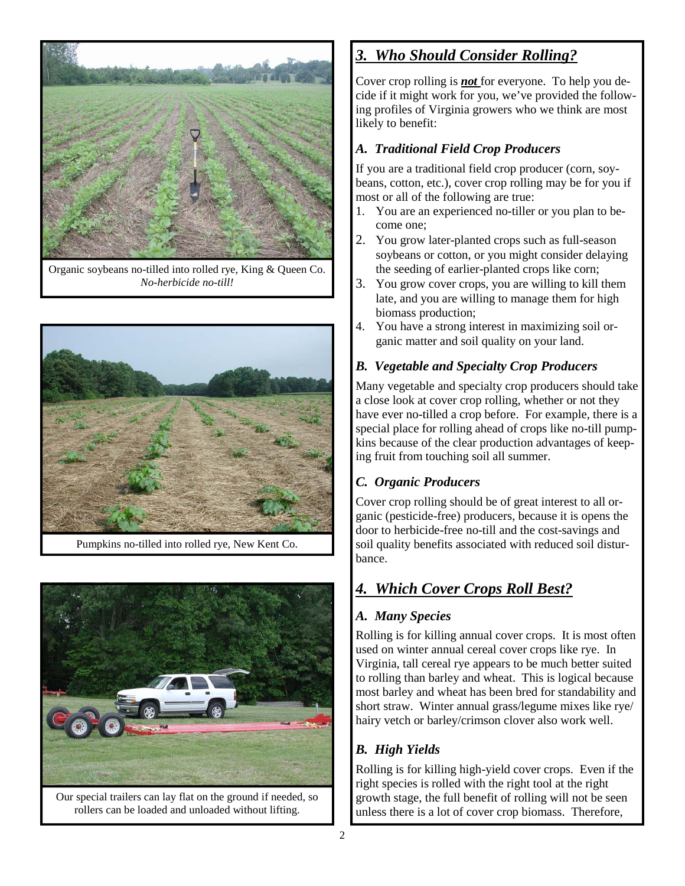Organic soybeans no-tilled into rolled rye, King & Queen Co. *No-herbicide no-till!*

Pumpkins no-tilled into rolled rye, New Kent Co.

Our special trailers can lay flat on the ground if needed, so rollers can be loaded and unloaded without lifting.

## *3. Who Should Consider Rolling?*

Cover crop rolling is ***not*** for everyone. To help you decide if it might work for you, we've provided the following profiles of Virginia growers who we think are most likely to benefit:

### *A. Traditional Field Crop Producers*

If you are a traditional field crop producer (corn, soybeans, cotton, etc.), cover crop rolling may be for you if most or all of the following are true:

1. You are an experienced no-tiller or you plan to become one;
2. You grow later-planted crops such as full-season soybeans or cotton, or you might consider delaying the seeding of earlier-planted crops like corn;
3. You grow cover crops, you are willing to kill them late, and you are willing to manage them for high biomass production;
4. You have a strong interest in maximizing soil organic matter and soil quality on your land.

### *B. Vegetable and Specialty Crop Producers*

Many vegetable and specialty crop producers should take a close look at cover crop rolling, whether or not they have ever no-tilled a crop before. For example, there is a special place for rolling ahead of crops like no-till pumpkins because of the clear production advantages of keeping fruit from touching soil all summer.

### *C. Organic Producers*

Cover crop rolling should be of great interest to all organic (pesticide-free) producers, because it is opens the door to herbicide-free no-till and the cost-savings and soil quality benefits associated with reduced soil disturbance.

## *4. Which Cover Crops Roll Best?*

### *A. Many Species*

Rolling is for killing annual cover crops. It is most often used on winter annual cereal cover crops like rye. In Virginia, tall cereal rye appears to be much better suited to rolling than barley and wheat. This is logical because most barley and wheat has been bred for standability and short straw. Winter annual grass/legume mixes like rye/hairy vetch or barley/crimson clover also work well.

### *B. High Yields*

Rolling is for killing high-yield cover crops. Even if the right species is rolled with the right tool at the right growth stage, the full benefit of rolling will not be seen unless there is a lot of cover crop biomass. Therefore,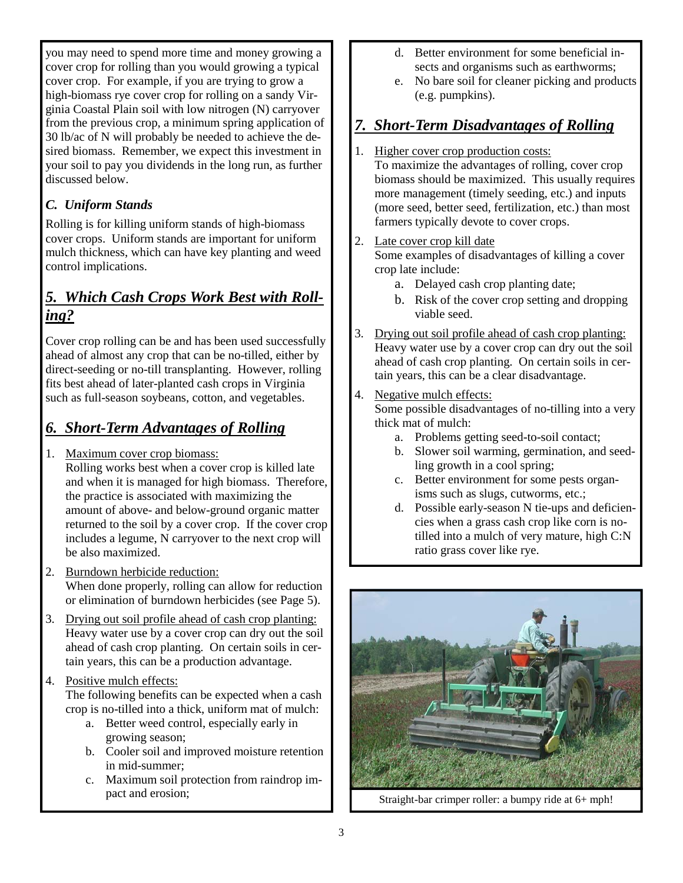you may need to spend more time and money growing a cover crop for rolling than you would growing a typical cover crop. For example, if you are trying to grow a high-biomass rye cover crop for rolling on a sandy Virginia Coastal Plain soil with low nitrogen (N) carryover from the previous crop, a minimum spring application of 30 lb/ac of N will probably be needed to achieve the desired biomass. Remember, we expect this investment in your soil to pay you dividends in the long run, as further discussed below.

### *C. Uniform Stands*

Rolling is for killing uniform stands of high-biomass cover crops. Uniform stands are important for uniform mulch thickness, which can have key planting and weed control implications.

## *5. Which Cash Crops Work Best with Rolling?*

Cover crop rolling can be and has been used successfully ahead of almost any crop that can be no-tilled, either by direct-seeding or no-till transplanting. However, rolling fits best ahead of later-planted cash crops in Virginia such as full-season soybeans, cotton, and vegetables.

## *6. Short-Term Advantages of Rolling*

1. Maximum cover crop biomass:
   Rolling works best when a cover crop is killed late and when it is managed for high biomass. Therefore, the practice is associated with maximizing the amount of above- and below-ground organic matter returned to the soil by a cover crop. If the cover crop includes a legume, N carryover to the next crop will be also maximized.
2. Burndown herbicide reduction:
   When done properly, rolling can allow for reduction or elimination of burndown herbicides (see Page 5).
3. Drying out soil profile ahead of cash crop planting:
   Heavy water use by a cover crop can dry out the soil ahead of cash crop planting. On certain soils in certain years, this can be a production advantage.
4. Positive mulch effects:
   The following benefits can be expected when a cash crop is no-tilled into a thick, uniform mat of mulch:
   a. Better weed control, especially early in growing season;
   b. Cooler soil and improved moisture retention in mid-summer;
   c. Maximum soil protection from raindrop impact and erosion;
   d. Better environment for some beneficial insects and organisms such as earthworms;
   e. No bare soil for cleaner picking and products (e.g. pumpkins).

## *7. Short-Term Disadvantages of Rolling*

1. Higher cover crop production costs:
   To maximize the advantages of rolling, cover crop biomass should be maximized. This usually requires more management (timely seeding, etc.) and inputs (more seed, better seed, fertilization, etc.) than most farmers typically devote to cover crops.
2. Late cover crop kill date
   Some examples of disadvantages of killing a cover crop late include:
   a. Delayed cash crop planting date;
   b. Risk of the cover crop setting and dropping viable seed.
3. Drying out soil profile ahead of cash crop planting:
   Heavy water use by a cover crop can dry out the soil ahead of cash crop planting. On certain soils in certain years, this can be a clear disadvantage.
4. Negative mulch effects:
   Some possible disadvantages of no-tilling into a very thick mat of mulch:
   a. Problems getting seed-to-soil contact;
   b. Slower soil warming, germination, and seedling growth in a cool spring;
   c. Better environment for some pests organisms such as slugs, cutworms, etc.;
   d. Possible early-season N tie-ups and deficiencies when a grass cash crop like corn is no-tilled into a mulch of very mature, high C:N ratio grass cover like rye.

Straight-bar crimper roller: a bumpy ride at 6+ mph!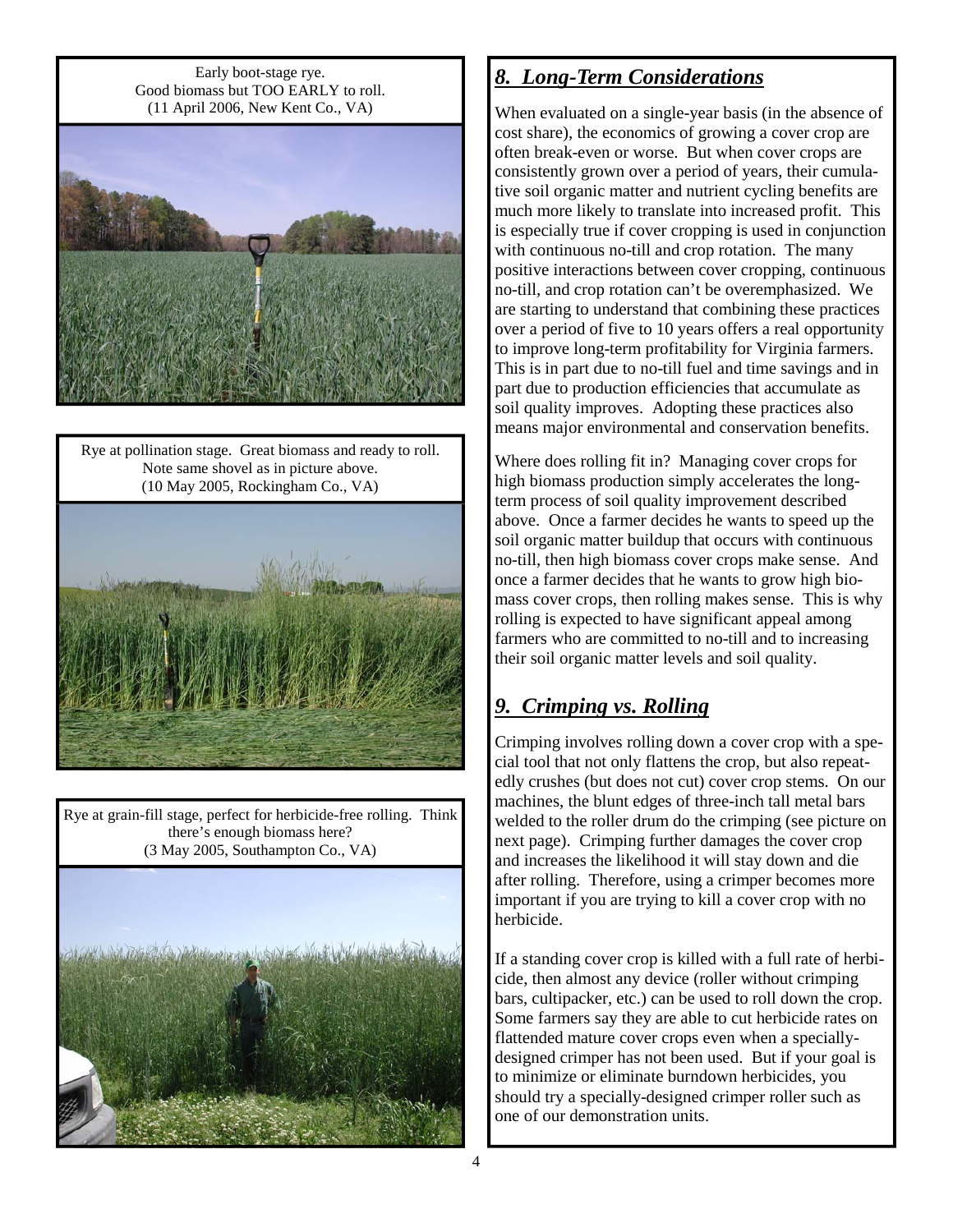Early boot-stage rye.
Good biomass but TOO EARLY to roll.
(11 April 2006, New Kent Co., VA)

Rye at pollination stage. Great biomass and ready to roll.
Note same shovel as in picture above.
(10 May 2005, Rockingham Co., VA)

Rye at grain-fill stage, perfect for herbicide-free rolling. Think there's enough biomass here?
(3 May 2005, Southampton Co., VA)

## *8. Long-Term Considerations*

When evaluated on a single-year basis (in the absence of cost share), the economics of growing a cover crop are often break-even or worse. But when cover crops are consistently grown over a period of years, their cumulative soil organic matter and nutrient cycling benefits are much more likely to translate into increased profit. This is especially true if cover cropping is used in conjunction with continuous no-till and crop rotation. The many positive interactions between cover cropping, continuous no-till, and crop rotation can't be overemphasized. We are starting to understand that combining these practices over a period of five to 10 years offers a real opportunity to improve long-term profitability for Virginia farmers. This is in part due to no-till fuel and time savings and in part due to production efficiencies that accumulate as soil quality improves. Adopting these practices also means major environmental and conservation benefits.

Where does rolling fit in? Managing cover crops for high biomass production simply accelerates the long-term process of soil quality improvement described above. Once a farmer decides he wants to speed up the soil organic matter buildup that occurs with continuous no-till, then high biomass cover crops make sense. And once a farmer decides that he wants to grow high biomass cover crops, then rolling makes sense. This is why rolling is expected to have significant appeal among farmers who are committed to no-till and to increasing their soil organic matter levels and soil quality.

## *9. Crimping vs. Rolling*

Crimping involves rolling down a cover crop with a special tool that not only flattens the crop, but also repeatedly crushes (but does not cut) cover crop stems. On our machines, the blunt edges of three-inch tall metal bars welded to the roller drum do the crimping (see picture on next page). Crimping further damages the cover crop and increases the likelihood it will stay down and die after rolling. Therefore, using a crimper becomes more important if you are trying to kill a cover crop with no herbicide.

If a standing cover crop is killed with a full rate of herbicide, then almost any device (roller without crimping bars, cultipacker, etc.) can be used to roll down the crop. Some farmers say they are able to cut herbicide rates on flattended mature cover crops even when a specially-designed crimper has not been used. But if your goal is to minimize or eliminate burndown herbicides, you should try a specially-designed crimper roller such as one of our demonstration units.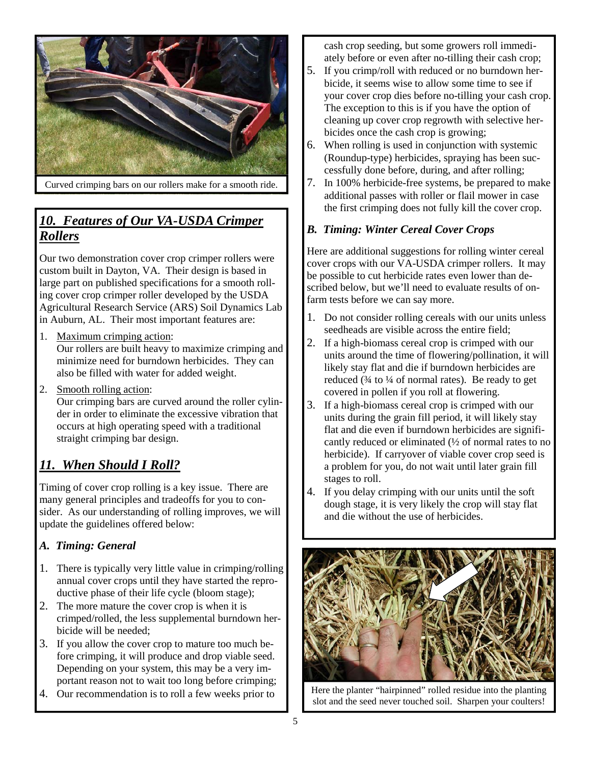Curved crimping bars on our rollers make for a smooth ride.

## *10. Features of Our VA-USDA Crimper Rollers*

Our two demonstration cover crop crimper rollers were custom built in Dayton, VA. Their design is based in large part on published specifications for a smooth rolling cover crop crimper roller developed by the USDA Agricultural Research Service (ARS) Soil Dynamics Lab in Auburn, AL. Their most important features are:

1. Maximum crimping action:
   Our rollers are built heavy to maximize crimping and minimize need for burndown herbicides. They can also be filled with water for added weight.
2. Smooth rolling action:
   Our crimping bars are curved around the roller cylinder in order to eliminate the excessive vibration that occurs at high operating speed with a traditional straight crimping bar design.

## *11. When Should I Roll?*

Timing of cover crop rolling is a key issue. There are many general principles and tradeoffs for you to consider. As our understanding of rolling improves, we will update the guidelines offered below:

### *A. Timing: General*

1. There is typically very little value in crimping/rolling annual cover crops until they have started the reproductive phase of their life cycle (bloom stage);
2. The more mature the cover crop is when it is crimped/rolled, the less supplemental burndown herbicide will be needed;
3. If you allow the cover crop to mature too much before crimping, it will produce and drop viable seed. Depending on your system, this may be a very important reason not to wait too long before crimping;
4. Our recommendation is to roll a few weeks prior to cash crop seeding, but some growers roll immediately before or even after no-tilling their cash crop;
5. If you crimp/roll with reduced or no burndown herbicide, it seems wise to allow some time to see if your cover crop dies before no-tilling your cash crop. The exception to this is if you have the option of cleaning up cover crop regrowth with selective herbicides once the cash crop is growing;
6. When rolling is used in conjunction with systemic (Roundup-type) herbicides, spraying has been successfully done before, during, and after rolling;
7. In 100% herbicide-free systems, be prepared to make additional passes with roller or flail mower in case the first crimping does not fully kill the cover crop.

### *B. Timing: Winter Cereal Cover Crops*

Here are additional suggestions for rolling winter cereal cover crops with our VA-USDA crimper rollers. It may be possible to cut herbicide rates even lower than described below, but we'll need to evaluate results of on-farm tests before we can say more.

1. Do not consider rolling cereals with our units unless seedheads are visible across the entire field;
2. If a high-biomass cereal crop is crimped with our units around the time of flowering/pollination, it will likely stay flat and die if burndown herbicides are reduced (¾ to ¼ of normal rates). Be ready to get covered in pollen if you roll at flowering.
3. If a high-biomass cereal crop is crimped with our units during the grain fill period, it will likely stay flat and die even if burndown herbicides are significantly reduced or eliminated (½ of normal rates to no herbicide). If carryover of viable cover crop seed is a problem for you, do not wait until later grain fill stages to roll.
4. If you delay crimping with our units until the soft dough stage, it is very likely the crop will stay flat and die without the use of herbicides.

Here the planter "hairpinned" rolled residue into the planting slot and the seed never touched soil. Sharpen your coulters!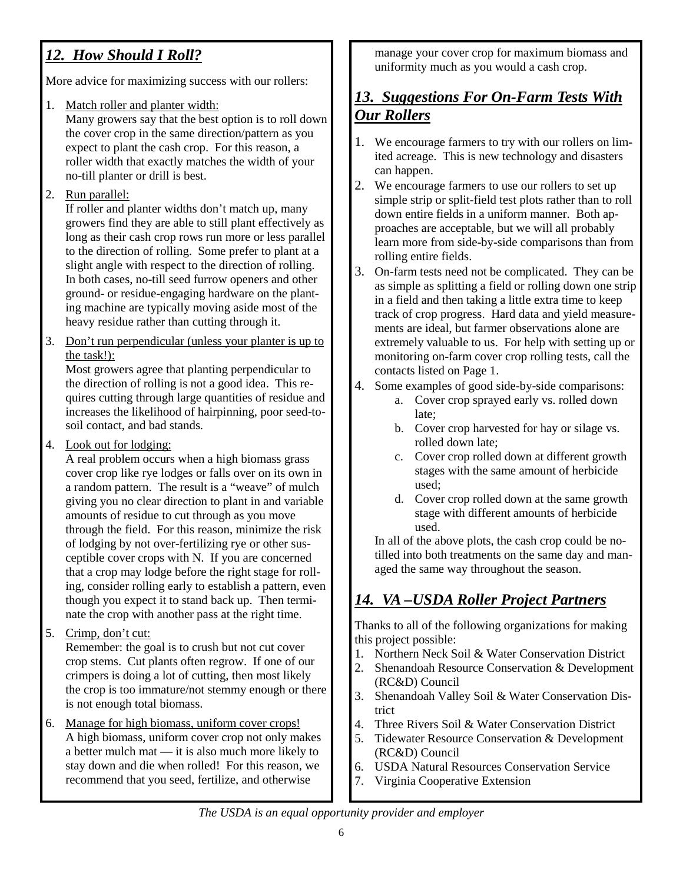## *12. How Should I Roll?*

More advice for maximizing success with our rollers:

1. Match roller and planter width:
   Many growers say that the best option is to roll down the cover crop in the same direction/pattern as you expect to plant the cash crop. For this reason, a roller width that exactly matches the width of your no-till planter or drill is best.
2. Run parallel:
   If roller and planter widths don't match up, many growers find they are able to still plant effectively as long as their cash crop rows run more or less parallel to the direction of rolling. Some prefer to plant at a slight angle with respect to the direction of rolling. In both cases, no-till seed furrow openers and other ground- or residue-engaging hardware on the planting machine are typically moving aside most of the heavy residue rather than cutting through it.
3. Don't run perpendicular (unless your planter is up to the task!):
   Most growers agree that planting perpendicular to the direction of rolling is not a good idea. This requires cutting through large quantities of residue and increases the likelihood of hairpinning, poor seed-to-soil contact, and bad stands.
4. Look out for lodging:
   A real problem occurs when a high biomass grass cover crop like rye lodges or falls over on its own in a random pattern. The result is a "weave" of mulch giving you no clear direction to plant in and variable amounts of residue to cut through as you move through the field. For this reason, minimize the risk of lodging by not over-fertilizing rye or other susceptible cover crops with N. If you are concerned that a crop may lodge before the right stage for rolling, consider rolling early to establish a pattern, even though you expect it to stand back up. Then terminate the crop with another pass at the right time.
5. Crimp, don't cut:
   Remember: the goal is to crush but not cut cover crop stems. Cut plants often regrow. If one of our crimpers is doing a lot of cutting, then most likely the crop is too immature/not stemmy enough or there is not enough total biomass.
6. Manage for high biomass, uniform cover crops!
   A high biomass, uniform cover crop not only makes a better mulch mat — it is also much more likely to stay down and die when rolled! For this reason, we recommend that you seed, fertilize, and otherwise manage your cover crop for maximum biomass and uniformity much as you would a cash crop.

## *13. Suggestions For On-Farm Tests With Our Rollers*

1. We encourage farmers to try with our rollers on limited acreage. This is new technology and disasters can happen.
2. We encourage farmers to use our rollers to set up simple strip or split-field test plots rather than to roll down entire fields in a uniform manner. Both approaches are acceptable, but we will all probably learn more from side-by-side comparisons than from rolling entire fields.
3. On-farm tests need not be complicated. They can be as simple as splitting a field or rolling down one strip in a field and then taking a little extra time to keep track of crop progress. Hard data and yield measurements are ideal, but farmer observations alone are extremely valuable to us. For help with setting up or monitoring on-farm cover crop rolling tests, call the contacts listed on Page 1.
4. Some examples of good side-by-side comparisons:
   a. Cover crop sprayed early vs. rolled down late;
   b. Cover crop harvested for hay or silage vs. rolled down late;
   c. Cover crop rolled down at different growth stages with the same amount of herbicide used;
   d. Cover crop rolled down at the same growth stage with different amounts of herbicide used.

   In all of the above plots, the cash crop could be no-tilled into both treatments on the same day and managed the same way throughout the season.

## *14. VA –USDA Roller Project Partners*

Thanks to all of the following organizations for making this project possible:

1. Northern Neck Soil & Water Conservation District
2. Shenandoah Resource Conservation & Development (RC&D) Council
3. Shenandoah Valley Soil & Water Conservation District
4. Three Rivers Soil & Water Conservation District
5. Tidewater Resource Conservation & Development (RC&D) Council
6. USDA Natural Resources Conservation Service
7. Virginia Cooperative Extension

*The USDA is an equal opportunity provider and employer*